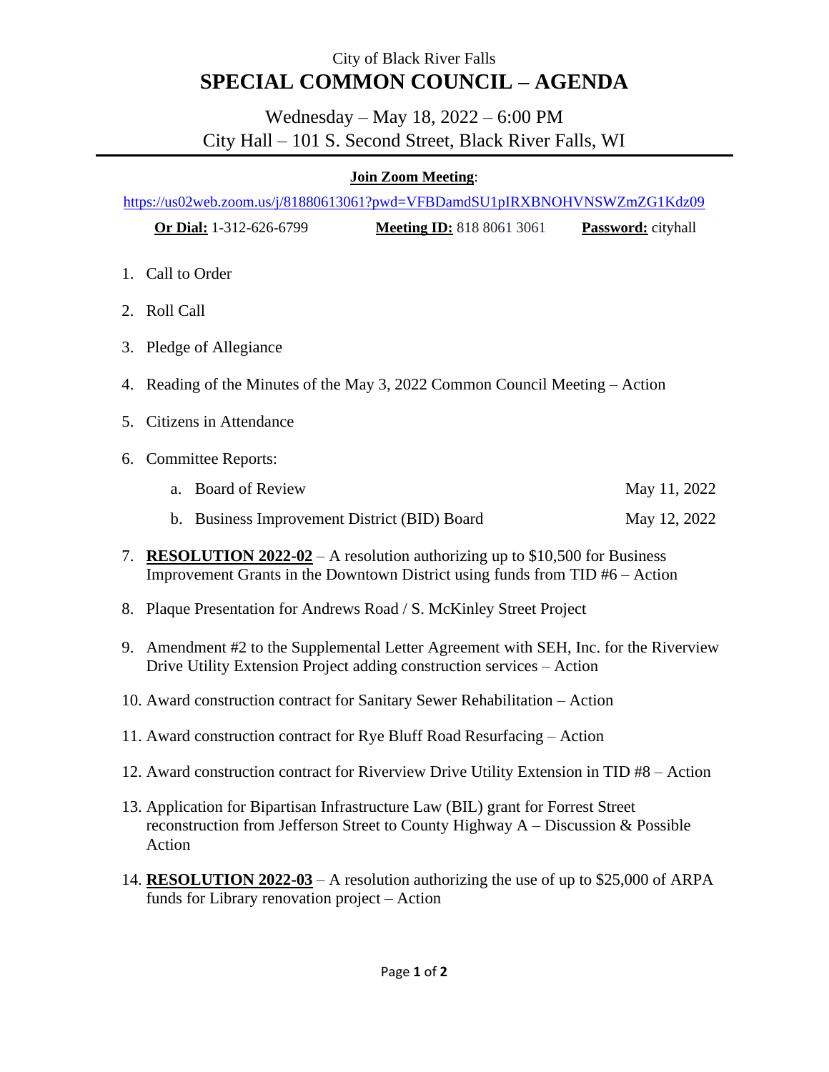City of Black River Falls

# SPECIAL COMMON COUNCIL – AGENDA

Wednesday – May 18, 2022 – 6:00 PM
City Hall – 101 S. Second Street, Black River Falls, WI

---

**Join Zoom Meeting**:

https://us02web.zoom.us/j/81880613061?pwd=VFBDamdSU1pIRXBNOHVNSWZmZG1Kdz09

**Or Dial:** 1-312-626-6799 **Meeting ID:** 818 8061 3061 **Password:** cityhall

1. Call to Order
2. Roll Call
3. Pledge of Allegiance
4. Reading of the Minutes of the May 3, 2022 Common Council Meeting – Action
5. Citizens in Attendance
6. Committee Reports:
   a. Board of Review May 11, 2022
   b. Business Improvement District (BID) Board May 12, 2022
7. **RESOLUTION 2022-02** – A resolution authorizing up to $10,500 for Business Improvement Grants in the Downtown District using funds from TID #6 – Action
8. Plaque Presentation for Andrews Road / S. McKinley Street Project
9. Amendment #2 to the Supplemental Letter Agreement with SEH, Inc. for the Riverview Drive Utility Extension Project adding construction services – Action
10. Award construction contract for Sanitary Sewer Rehabilitation – Action
11. Award construction contract for Rye Bluff Road Resurfacing – Action
12. Award construction contract for Riverview Drive Utility Extension in TID #8 – Action
13. Application for Bipartisan Infrastructure Law (BIL) grant for Forrest Street reconstruction from Jefferson Street to County Highway A – Discussion & Possible Action
14. **RESOLUTION 2022-03** – A resolution authorizing the use of up to $25,000 of ARPA funds for Library renovation project – Action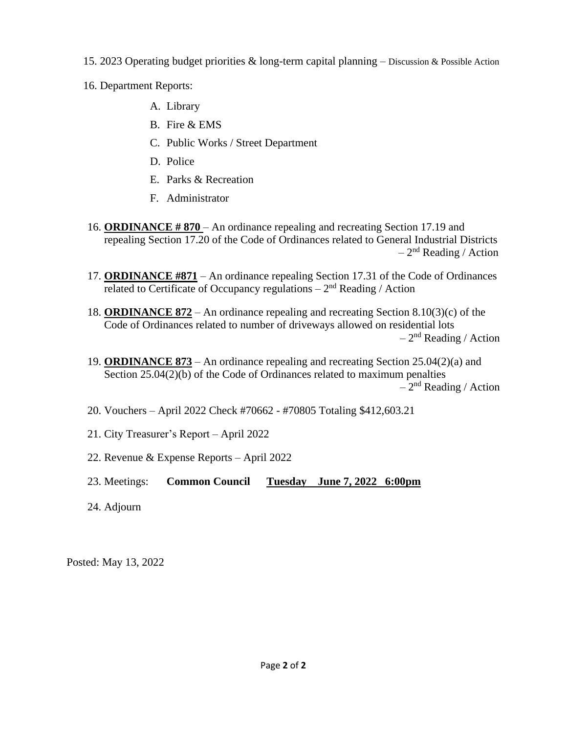15. 2023 Operating budget priorities & long-term capital planning – Discussion & Possible Action

16. Department Reports:

    A. Library
    B. Fire & EMS
    C. Public Works / Street Department
    D. Police
    E. Parks & Recreation
    F. Administrator

16. **ORDINANCE # 870** – An ordinance repealing and recreating Section 17.19 and repealing Section 17.20 of the Code of Ordinances related to General Industrial Districts – 2nd Reading / Action

17. **ORDINANCE #871** – An ordinance repealing Section 17.31 of the Code of Ordinances related to Certificate of Occupancy regulations – 2nd Reading / Action

18. **ORDINANCE 872** – An ordinance repealing and recreating Section 8.10(3)(c) of the Code of Ordinances related to number of driveways allowed on residential lots – 2nd Reading / Action

19. **ORDINANCE 873** – An ordinance repealing and recreating Section 25.04(2)(a) and Section 25.04(2)(b) of the Code of Ordinances related to maximum penalties – 2nd Reading / Action

20. Vouchers – April 2022 Check #70662 - #70805 Totaling $412,603.21

21. City Treasurer's Report – April 2022

22. Revenue & Expense Reports – April 2022

23. Meetings: **Common Council** **Tuesday June 7, 2022 6:00pm**

24. Adjourn

Posted: May 13, 2022